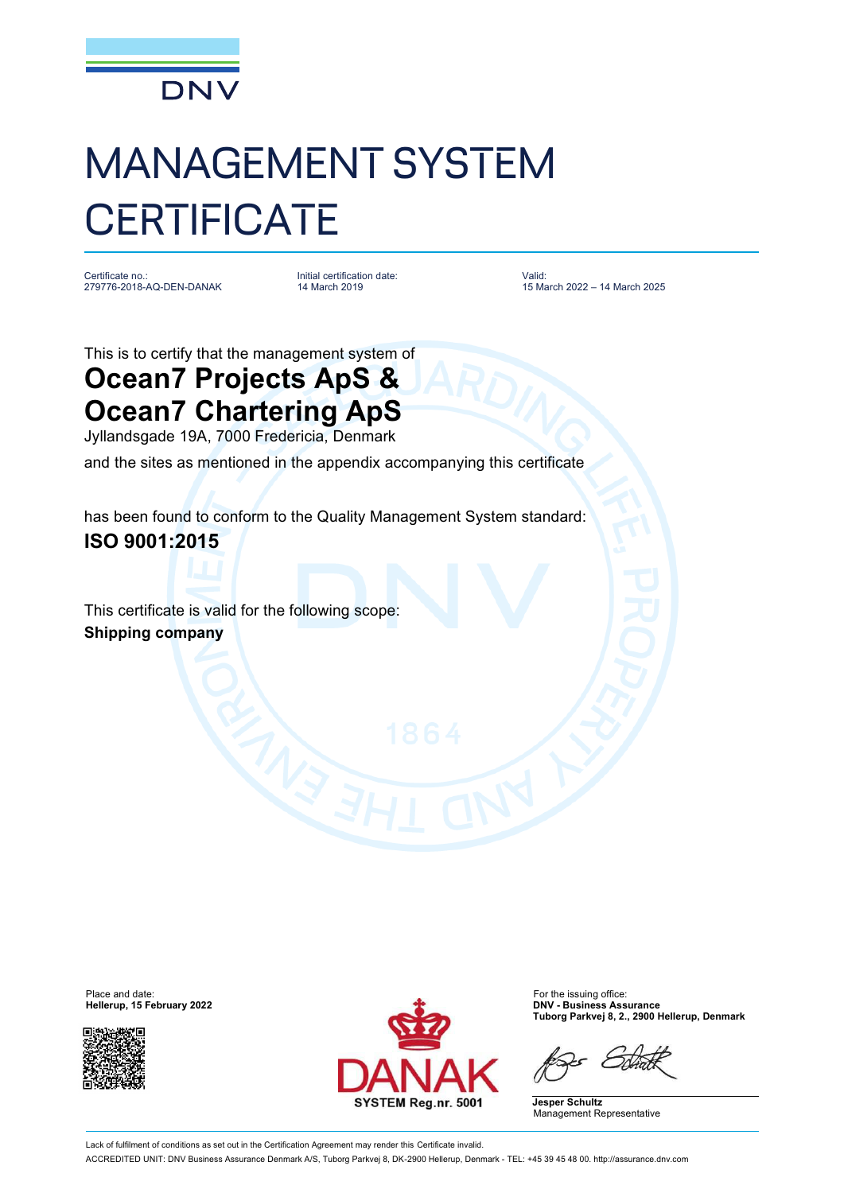DNV

# MANAGEMENT SYSTEM CERTIFICATE

| Certificate no.: | Initial certification date: | Valid: |
|---|---|---|
| 279776-2018-AQ-DEN-DANAK | 14 March 2019 | 15 March 2022 – 14 March 2025 |

This is to certify that the management system of

## Ocean7 Projects ApS & Ocean7 Chartering ApS

Jyllandsgade 19A, 7000 Fredericia, Denmark

and the sites as mentioned in the appendix accompanying this certificate

has been found to conform to the Quality Management System standard:

**ISO 9001:2015**

This certificate is valid for the following scope:

**Shipping company**

Place and date:
**Hellerup, 15 February 2022**

DANAK
SYSTEM Reg.nr. 5001

For the issuing office:
**DNV - Business Assurance**
**Tuborg Parkvej 8, 2., 2900 Hellerup, Denmark**

**Jesper Schultz**
Management Representative

Lack of fulfilment of conditions as set out in the Certification Agreement may render this Certificate invalid.

ACCREDITED UNIT: DNV Business Assurance Denmark A/S, Tuborg Parkvej 8, DK-2900 Hellerup, Denmark - TEL: +45 39 45 48 00. http://assurance.dnv.com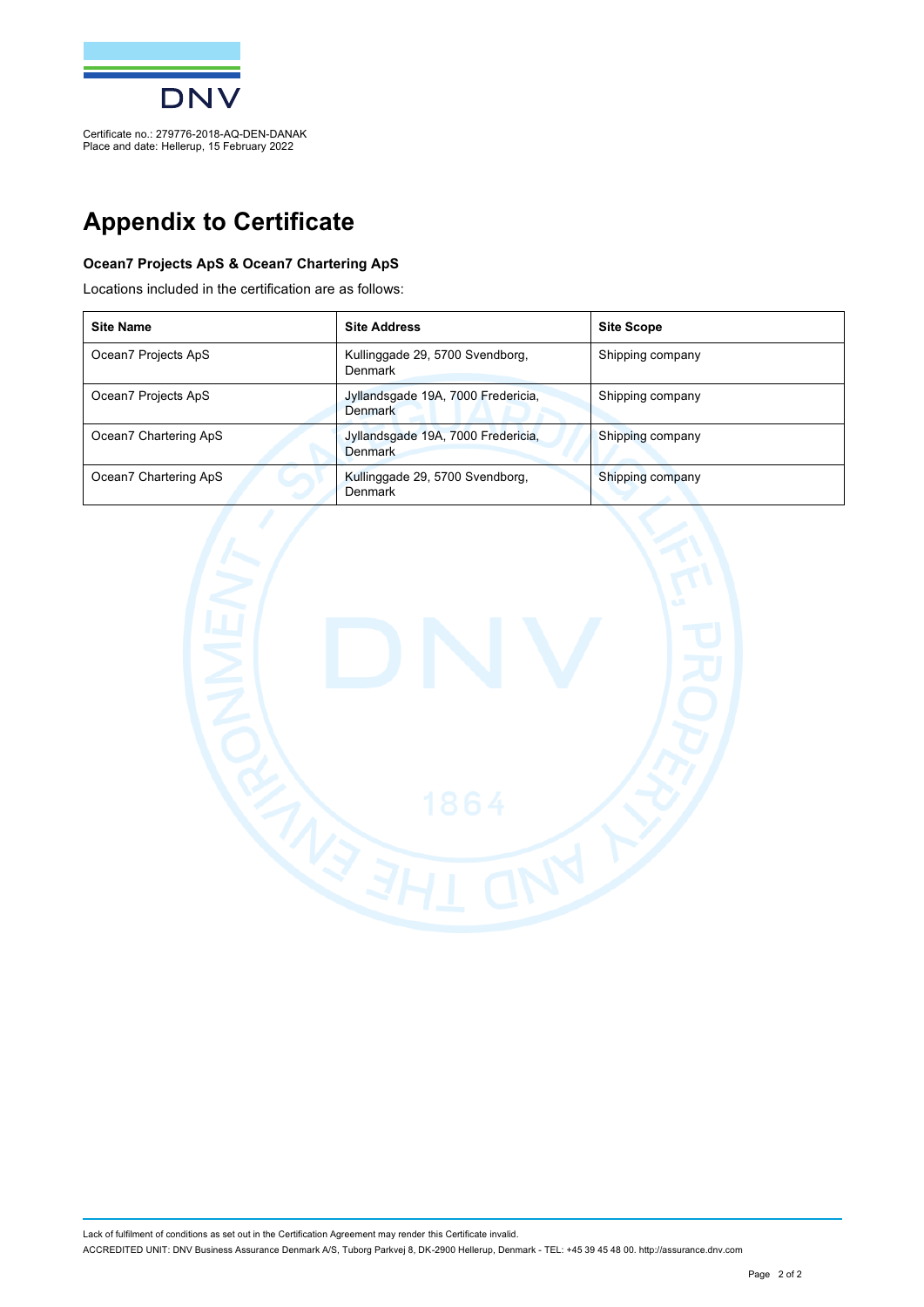Certificate no.: 279776-2018-AQ-DEN-DANAK
Place and date: Hellerup, 15 February 2022

# Appendix to Certificate

### Ocean7 Projects ApS & Ocean7 Chartering ApS

Locations included in the certification are as follows:

| Site Name | Site Address | Site Scope |
|---|---|---|
| Ocean7 Projects ApS | Kullinggade 29, 5700 Svendborg, Denmark | Shipping company |
| Ocean7 Projects ApS | Jyllandsgade 19A, 7000 Fredericia, Denmark | Shipping company |
| Ocean7 Chartering ApS | Jyllandsgade 19A, 7000 Fredericia, Denmark | Shipping company |
| Ocean7 Chartering ApS | Kullinggade 29, 5700 Svendborg, Denmark | Shipping company |

Lack of fulfilment of conditions as set out in the Certification Agreement may render this Certificate invalid.

ACCREDITED UNIT: DNV Business Assurance Denmark A/S, Tuborg Parkvej 8, DK-2900 Hellerup, Denmark - TEL: +45 39 45 48 00. http://assurance.dnv.com